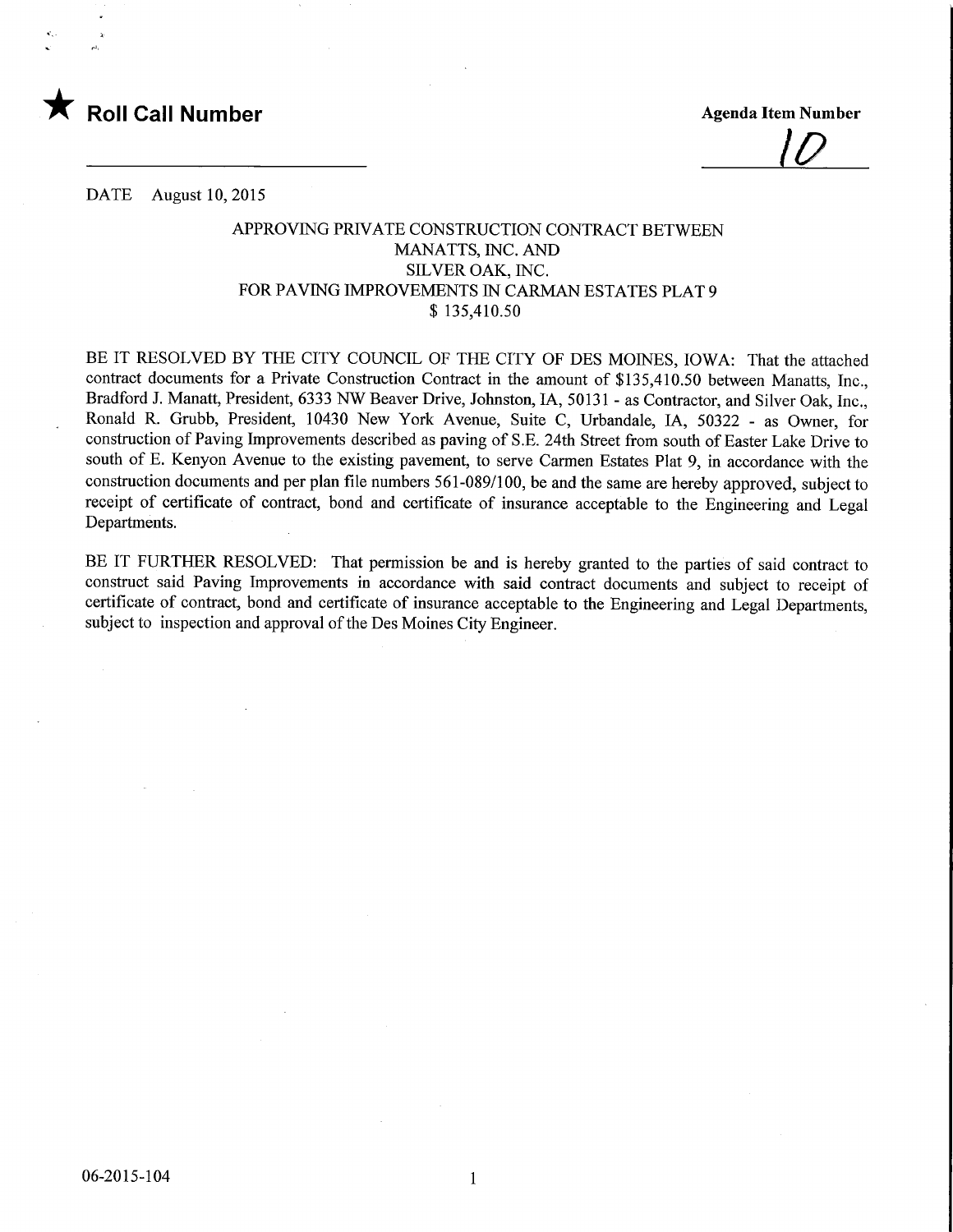★ **Roll Call Number**

**Agenda Item Number**

10

DATE August 10, 2015

APPROVING PRIVATE CONSTRUCTION CONTRACT BETWEEN
MANATTS, INC. AND
SILVER OAK, INC.
FOR PAVING IMPROVEMENTS IN CARMAN ESTATES PLAT 9
$ 135,410.50

BE IT RESOLVED BY THE CITY COUNCIL OF THE CITY OF DES MOINES, IOWA: That the attached contract documents for a Private Construction Contract in the amount of $135,410.50 between Manatts, Inc., Bradford J. Manatt, President, 6333 NW Beaver Drive, Johnston, IA, 50131 - as Contractor, and Silver Oak, Inc., Ronald R. Grubb, President, 10430 New York Avenue, Suite C, Urbandale, IA, 50322 - as Owner, for construction of Paving Improvements described as paving of S.E. 24th Street from south of Easter Lake Drive to south of E. Kenyon Avenue to the existing pavement, to serve Carmen Estates Plat 9, in accordance with the construction documents and per plan file numbers 561-089/100, be and the same are hereby approved, subject to receipt of certificate of contract, bond and certificate of insurance acceptable to the Engineering and Legal Departments.

BE IT FURTHER RESOLVED: That permission be and is hereby granted to the parties of said contract to construct said Paving Improvements in accordance with said contract documents and subject to receipt of certificate of contract, bond and certificate of insurance acceptable to the Engineering and Legal Departments, subject to inspection and approval of the Des Moines City Engineer.

06-2015-104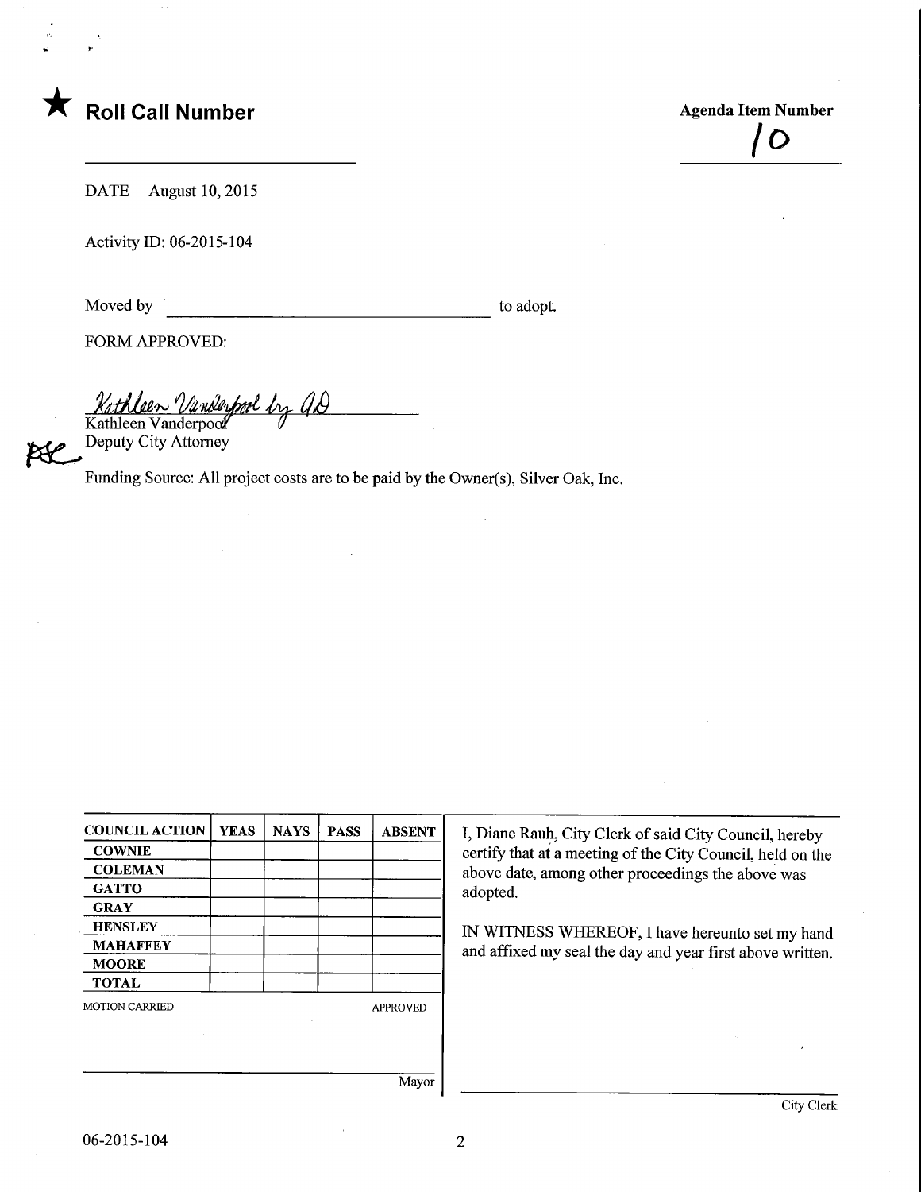★ **Roll Call Number**

**Agenda Item Number**

10

DATE August 10, 2015

Activity ID: 06-2015-104

Moved by ______________________ to adopt.

FORM APPROVED:

Kathleen Vanderpool by AD
Kathleen Vanderpool
Deputy City Attorney

Funding Source: All project costs are to be paid by the Owner(s), Silver Oak, Inc.

| COUNCIL ACTION | YEAS | NAYS | PASS | ABSENT |
|---|---|---|---|---|
| COWNIE | | | | |
| COLEMAN | | | | |
| GATTO | | | | |
| GRAY | | | | |
| HENSLEY | | | | |
| MAHAFFEY | | | | |
| MOORE | | | | |
| TOTAL | | | | |

MOTION CARRIED APPROVED

______________________ Mayor

I, Diane Rauh, City Clerk of said City Council, hereby certify that at a meeting of the City Council, held on the above date, among other proceedings the above was adopted.

IN WITNESS WHEREOF, I have hereunto set my hand and affixed my seal the day and year first above written.

______________________ City Clerk

06-2015-104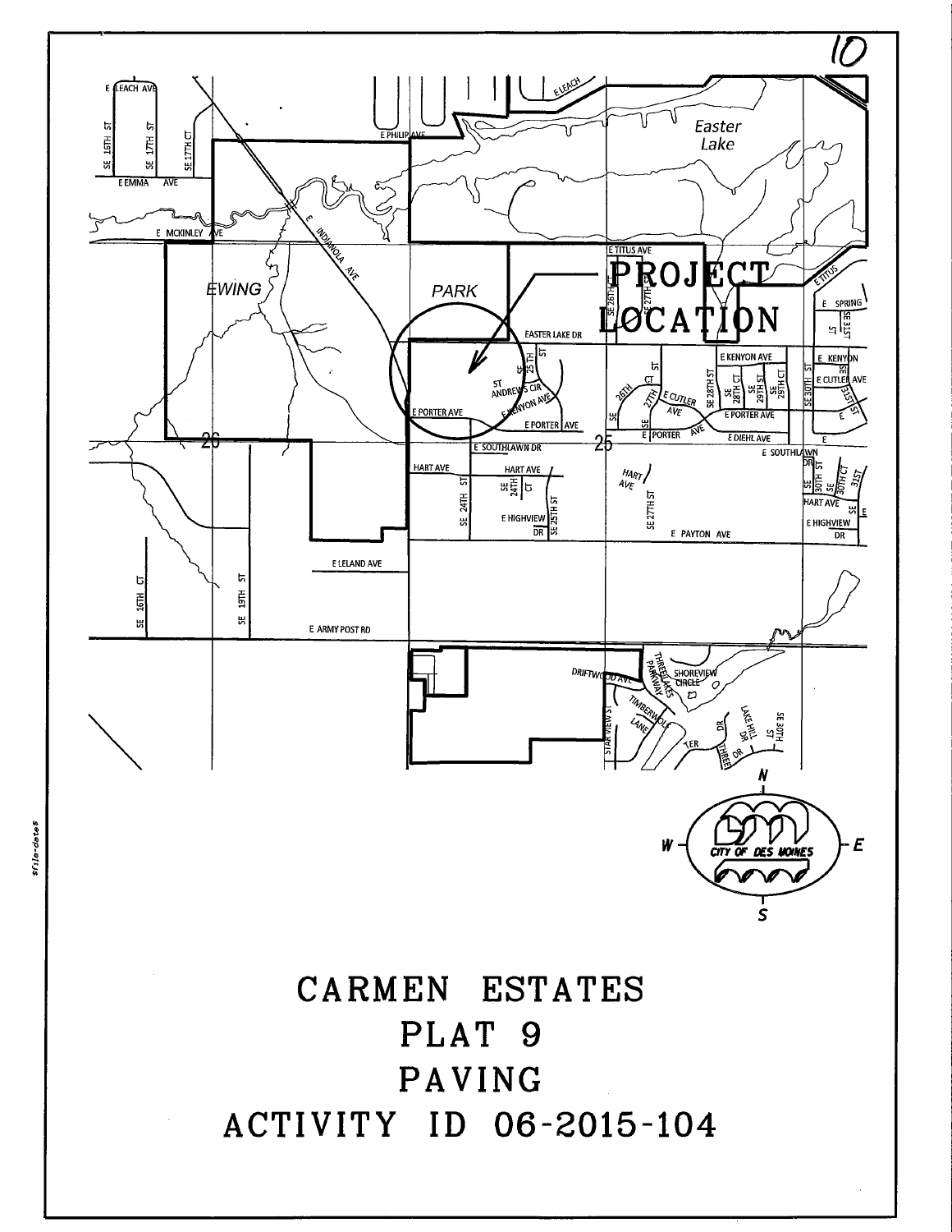10

PROJECT LOCATION

E LEACH AVE

SE 16TH ST

SE 17TH ST

SE 17TH CT

E EMMA AVE

E PHILIP AVE

E LEACH

Easter Lake

E MCKINLEY AVE

E INDIANOLA AVE

EWING

PARK

E TITUS AVE

SE 26TH CT

SE 27TH ST

E TITUS

E SPRING

SE 31ST ST

EASTER LAKE DR

SE 25TH ST

ST ANDREWS CIR

E KENYON AVE

E PORTER AVE

E PORTER AVE

26

25

E SOUTHLAWN DR

HART AVE

HART AVE

SE 24TH ST

SE 24TH CT

SE 25TH ST

E HIGHVIEW DR

HART AVE

SE 27TH ST

E PAYTON AVE

E KENYON AVE

SE 26TH ST

SE 27TH CT

E CUTLER AVE

SE 28TH ST

SE 28TH CT

SE 29TH ST

SE 29TH CT

E PORTER AVE

E PORTER AVE

E DIEHL AVE

E SOUTHLAWN DR

SE 30TH ST

E KENYON

E CUTLER AVE

SE 31ST ST

SE 30TH ST

SE 30TH CT

31ST

HART AVE

E HIGHVIEW DR

E LELAND AVE

SE 16TH CT

SE 19TH ST

E ARMY POST RD

DRIFTWOOD AVE

THREE LAKES PARKWAY

SHOREVIEW CIRCLE

TIMBERWOLF LANE

STAR VIEW ST

LAKE HILL DR

SE 30TH ST

THREE DR

TER

DR

N

W

E

S

CITY OF DES MOINES

# CARMEN ESTATES

# PLAT 9

# PAVING

# ACTIVITY ID 06-2015-104